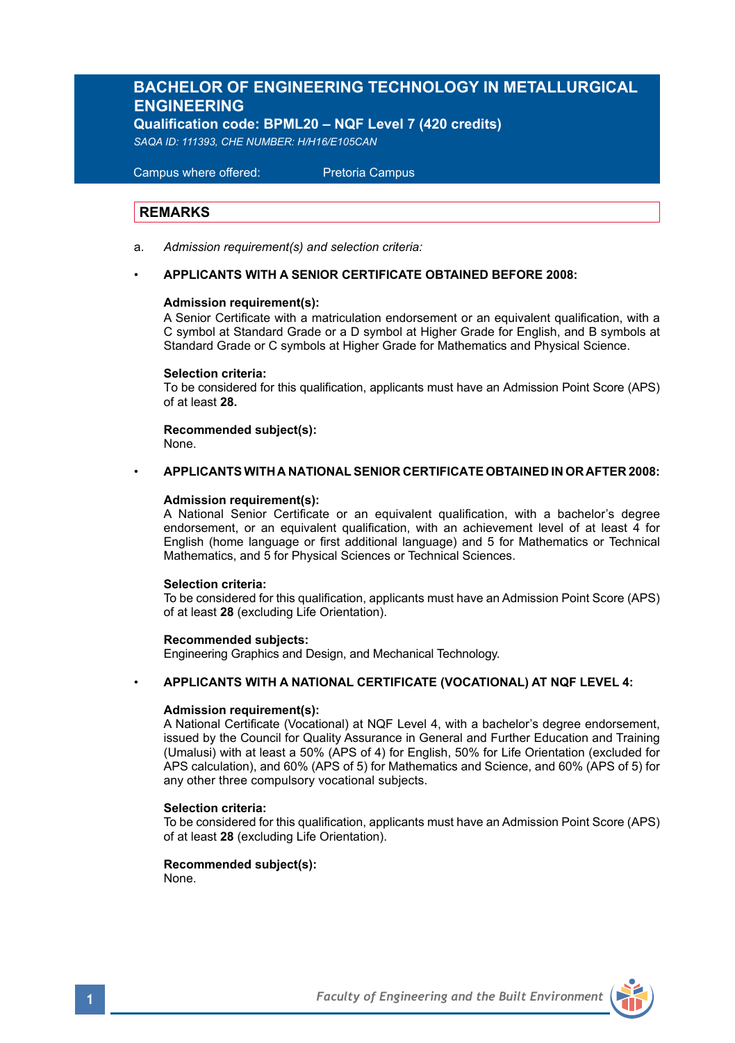# BACHELOR OF ENGINEERING TECHNOLOGY IN METALLURGICAL ENGINEERING

**Qualification code: BPML20 – NQF Level 7 (420 credits)**

*SAQA ID: 111393, CHE NUMBER: H/H16/E105CAN*

Campus where offered: Pretoria Campus

## REMARKS

a. *Admission requirement(s) and selection criteria:*

- **APPLICANTS WITH A SENIOR CERTIFICATE OBTAINED BEFORE 2008:**

  **Admission requirement(s):**
  A Senior Certificate with a matriculation endorsement or an equivalent qualification, with a C symbol at Standard Grade or a D symbol at Higher Grade for English, and B symbols at Standard Grade or C symbols at Higher Grade for Mathematics and Physical Science.

  **Selection criteria:**
  To be considered for this qualification, applicants must have an Admission Point Score (APS) of at least **28.**

  **Recommended subject(s):**
  None.

- **APPLICANTS WITH A NATIONAL SENIOR CERTIFICATE OBTAINED IN OR AFTER 2008:**

  **Admission requirement(s):**
  A National Senior Certificate or an equivalent qualification, with a bachelor's degree endorsement, or an equivalent qualification, with an achievement level of at least 4 for English (home language or first additional language) and 5 for Mathematics or Technical Mathematics, and 5 for Physical Sciences or Technical Sciences.

  **Selection criteria:**
  To be considered for this qualification, applicants must have an Admission Point Score (APS) of at least **28** (excluding Life Orientation).

  **Recommended subjects:**
  Engineering Graphics and Design, and Mechanical Technology.

- **APPLICANTS WITH A NATIONAL CERTIFICATE (VOCATIONAL) AT NQF LEVEL 4:**

  **Admission requirement(s):**
  A National Certificate (Vocational) at NQF Level 4, with a bachelor's degree endorsement, issued by the Council for Quality Assurance in General and Further Education and Training (Umalusi) with at least a 50% (APS of 4) for English, 50% for Life Orientation (excluded for APS calculation), and 60% (APS of 5) for Mathematics and Science, and 60% (APS of 5) for any other three compulsory vocational subjects.

  **Selection criteria:**
  To be considered for this qualification, applicants must have an Admission Point Score (APS) of at least **28** (excluding Life Orientation).

  **Recommended subject(s):**
  None.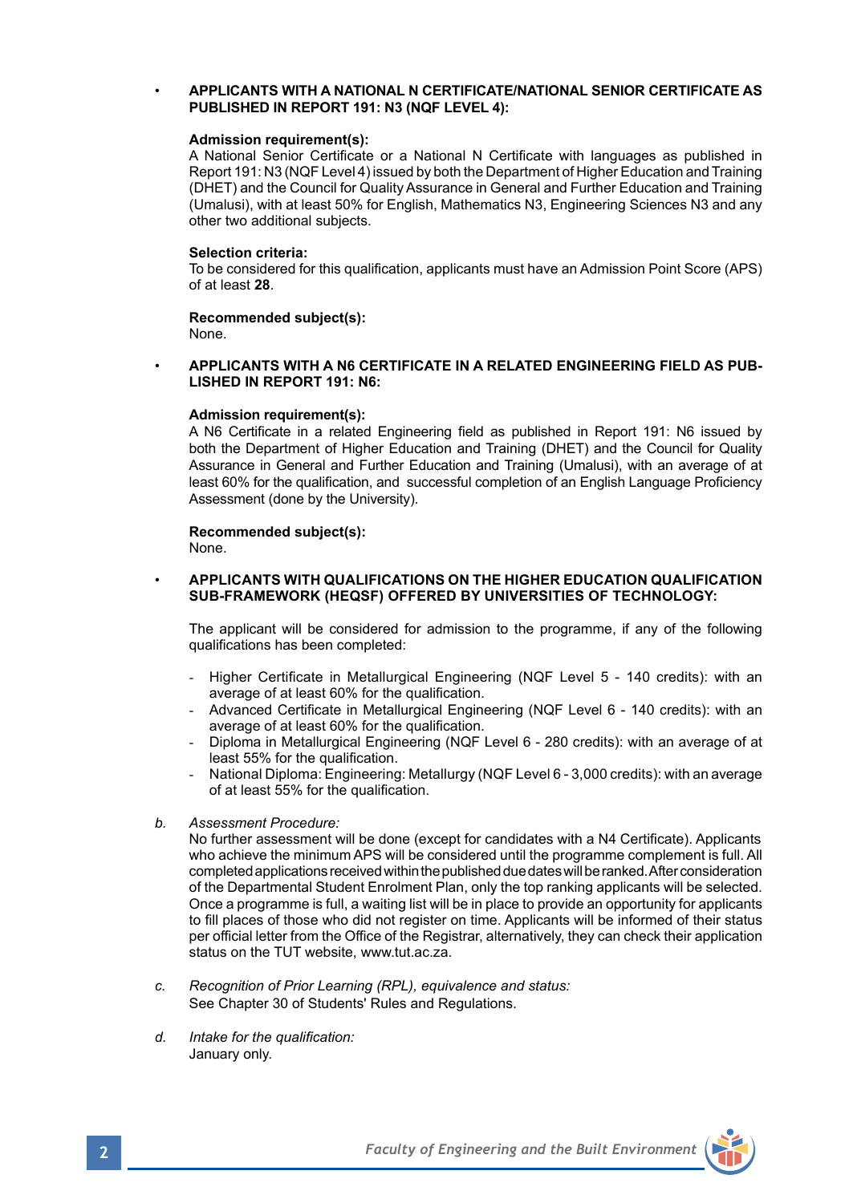- **APPLICANTS WITH A NATIONAL N CERTIFICATE/NATIONAL SENIOR CERTIFICATE AS PUBLISHED IN REPORT 191: N3 (NQF LEVEL 4):**

  **Admission requirement(s):**
  A National Senior Certificate or a National N Certificate with languages as published in Report 191: N3 (NQF Level 4) issued by both the Department of Higher Education and Training (DHET) and the Council for Quality Assurance in General and Further Education and Training (Umalusi), with at least 50% for English, Mathematics N3, Engineering Sciences N3 and any other two additional subjects.

  **Selection criteria:**
  To be considered for this qualification, applicants must have an Admission Point Score (APS) of at least **28**.

  **Recommended subject(s):**
  None.

- **APPLICANTS WITH A N6 CERTIFICATE IN A RELATED ENGINEERING FIELD AS PUBLISHED IN REPORT 191: N6:**

  **Admission requirement(s):**
  A N6 Certificate in a related Engineering field as published in Report 191: N6 issued by both the Department of Higher Education and Training (DHET) and the Council for Quality Assurance in General and Further Education and Training (Umalusi), with an average of at least 60% for the qualification, and successful completion of an English Language Proficiency Assessment (done by the University).

  **Recommended subject(s):**
  None.

- **APPLICANTS WITH QUALIFICATIONS ON THE HIGHER EDUCATION QUALIFICATION SUB-FRAMEWORK (HEQSF) OFFERED BY UNIVERSITIES OF TECHNOLOGY:**

  The applicant will be considered for admission to the programme, if any of the following qualifications has been completed:

  - Higher Certificate in Metallurgical Engineering (NQF Level 5 - 140 credits): with an average of at least 60% for the qualification.
  - Advanced Certificate in Metallurgical Engineering (NQF Level 6 - 140 credits): with an average of at least 60% for the qualification.
  - Diploma in Metallurgical Engineering (NQF Level 6 - 280 credits): with an average of at least 55% for the qualification.
  - National Diploma: Engineering: Metallurgy (NQF Level 6 - 3,000 credits): with an average of at least 55% for the qualification.

b. *Assessment Procedure:*
No further assessment will be done (except for candidates with a N4 Certificate). Applicants who achieve the minimum APS will be considered until the programme complement is full. All completed applications received within the published due dates will be ranked. After consideration of the Departmental Student Enrolment Plan, only the top ranking applicants will be selected. Once a programme is full, a waiting list will be in place to provide an opportunity for applicants to fill places of those who did not register on time. Applicants will be informed of their status per official letter from the Office of the Registrar, alternatively, they can check their application status on the TUT website, www.tut.ac.za.

c. *Recognition of Prior Learning (RPL), equivalence and status:*
See Chapter 30 of Students' Rules and Regulations.

d. *Intake for the qualification:*
January only.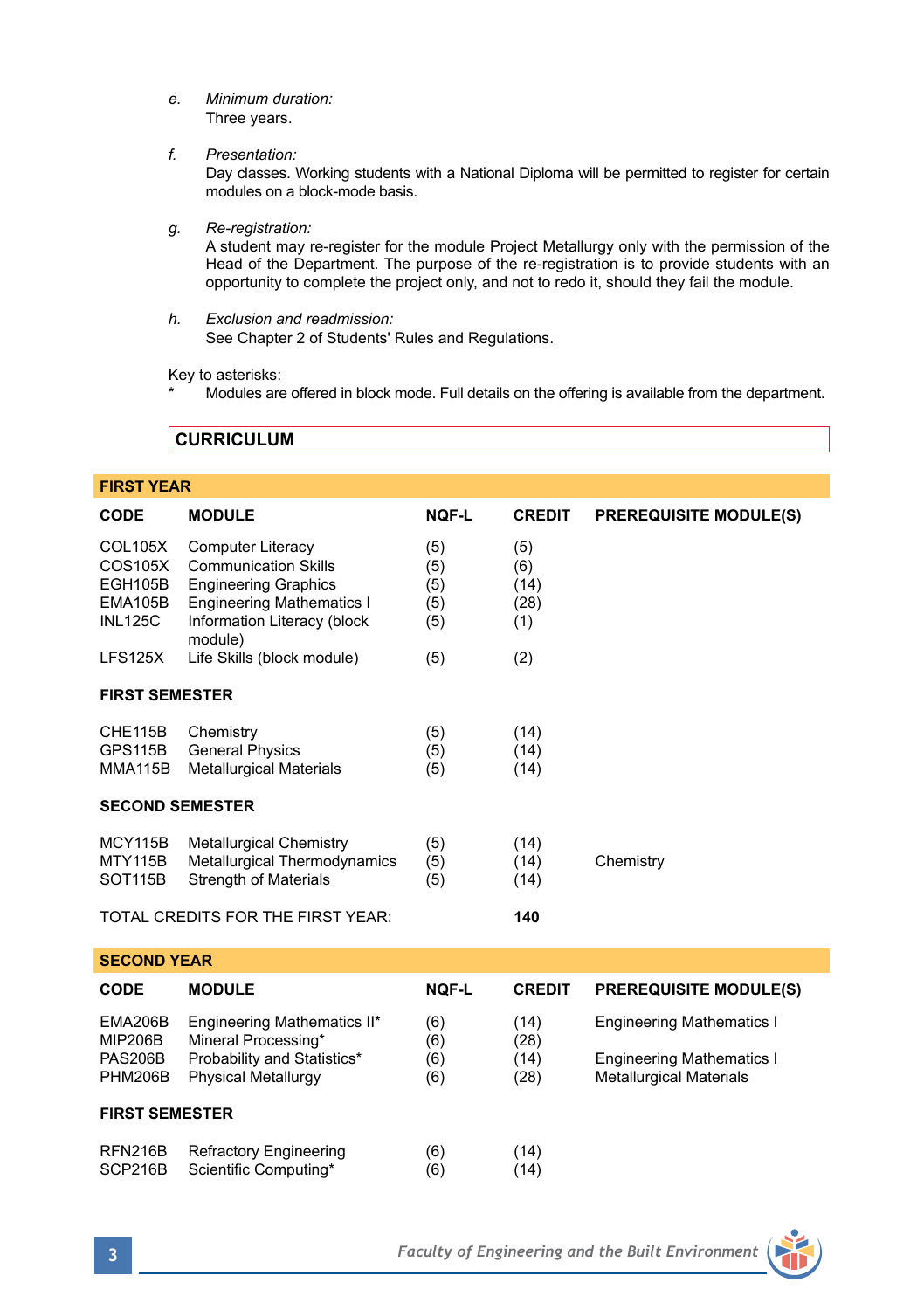*e. Minimum duration:*
Three years.

*f. Presentation:*
Day classes. Working students with a National Diploma will be permitted to register for certain modules on a block-mode basis.

*g. Re-registration:*
A student may re-register for the module Project Metallurgy only with the permission of the Head of the Department. The purpose of the re-registration is to provide students with an opportunity to complete the project only, and not to redo it, should they fail the module.

*h. Exclusion and readmission:*
See Chapter 2 of Students' Rules and Regulations.

Key to asterisks:
\* Modules are offered in block mode. Full details on the offering is available from the department.

## CURRICULUM

### FIRST YEAR

| CODE | MODULE | NQF-L | CREDIT | PREREQUISITE MODULE(S) |
|---|---|---|---|---|
| COL105X | Computer Literacy | (5) | (5) | |
| COS105X | Communication Skills | (5) | (6) | |
| EGH105B | Engineering Graphics | (5) | (14) | |
| EMA105B | Engineering Mathematics I | (5) | (28) | |
| INL125C | Information Literacy (block module) | (5) | (1) | |
| LFS125X | Life Skills (block module) | (5) | (2) | |
| **FIRST SEMESTER** | | | | |
| CHE115B | Chemistry | (5) | (14) | |
| GPS115B | General Physics | (5) | (14) | |
| MMA115B | Metallurgical Materials | (5) | (14) | |
| **SECOND SEMESTER** | | | | |
| MCY115B | Metallurgical Chemistry | (5) | (14) | |
| MTY115B | Metallurgical Thermodynamics | (5) | (14) | Chemistry |
| SOT115B | Strength of Materials | (5) | (14) | |
| TOTAL CREDITS FOR THE FIRST YEAR: | | | **140** | |

### SECOND YEAR

| CODE | MODULE | NQF-L | CREDIT | PREREQUISITE MODULE(S) |
|---|---|---|---|---|
| EMA206B | Engineering Mathematics II* | (6) | (14) | Engineering Mathematics I |
| MIP206B | Mineral Processing* | (6) | (28) | |
| PAS206B | Probability and Statistics* | (6) | (14) | Engineering Mathematics I |
| PHM206B | Physical Metallurgy | (6) | (28) | Metallurgical Materials |
| **FIRST SEMESTER** | | | | |
| RFN216B | Refractory Engineering | (6) | (14) | |
| SCP216B | Scientific Computing* | (6) | (14) | |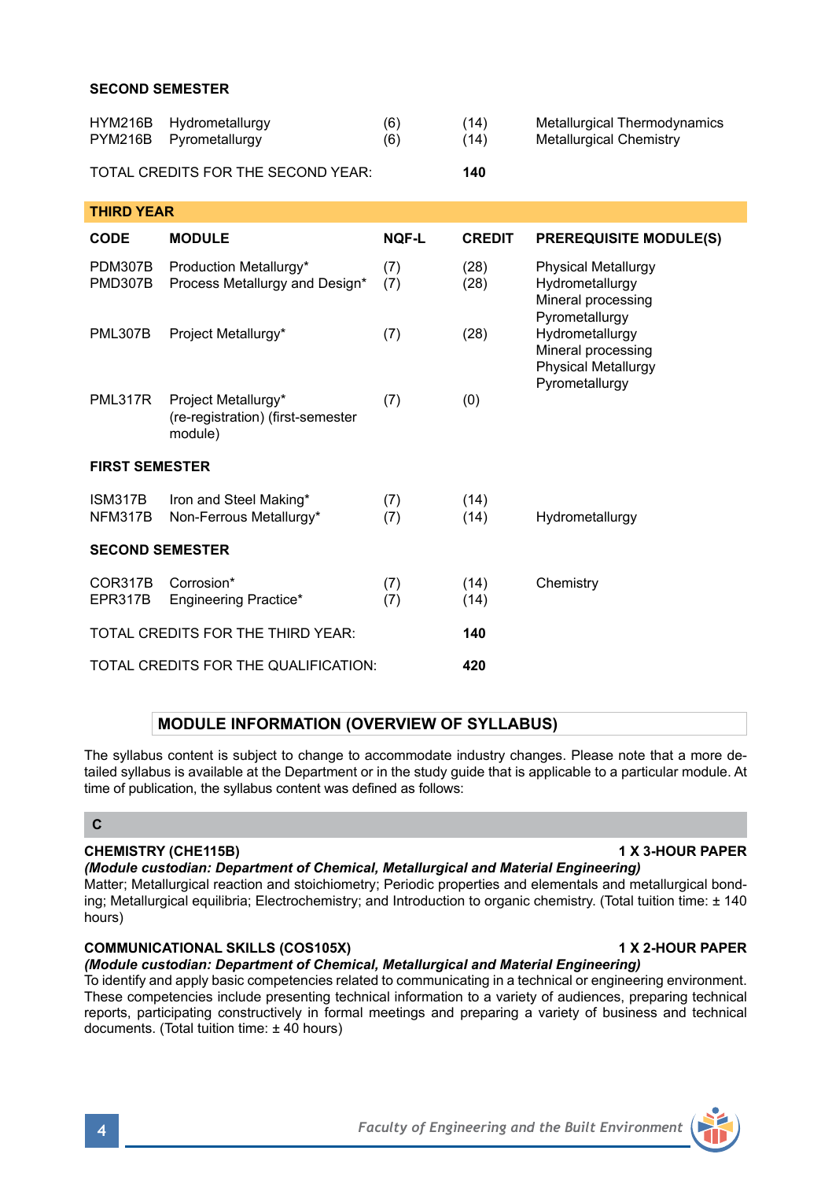**SECOND SEMESTER**

| CODE | MODULE | NQF-L | CREDIT | PREREQUISITE MODULE(S) |
|---|---|---|---|---|
| HYM216B | Hydrometallurgy | (6) | (14) | Metallurgical Thermodynamics |
| PYM216B | Pyrometallurgy | (6) | (14) | Metallurgical Chemistry |

TOTAL CREDITS FOR THE SECOND YEAR: **140**

**THIRD YEAR**

| CODE | MODULE | NQF-L | CREDIT | PREREQUISITE MODULE(S) |
|---|---|---|---|---|
| PDM307B | Production Metallurgy* | (7) | (28) | Physical Metallurgy |
| PMD307B | Process Metallurgy and Design* | (7) | (28) | Hydrometallurgy<br>Mineral processing<br>Pyrometallurgy |
| PML307B | Project Metallurgy* | (7) | (28) | Hydrometallurgy<br>Mineral processing<br>Physical Metallurgy<br>Pyrometallurgy |
| PML317R | Project Metallurgy* (re-registration) (first-semester module) | (7) | (0) | |
| **FIRST SEMESTER** | | | | |
| ISM317B | Iron and Steel Making* | (7) | (14) | |
| NFM317B | Non-Ferrous Metallurgy* | (7) | (14) | Hydrometallurgy |
| **SECOND SEMESTER** | | | | |
| COR317B | Corrosion* | (7) | (14) | Chemistry |
| EPR317B | Engineering Practice* | (7) | (14) | |

TOTAL CREDITS FOR THE THIRD YEAR: **140**

TOTAL CREDITS FOR THE QUALIFICATION: **420**

## MODULE INFORMATION (OVERVIEW OF SYLLABUS)

The syllabus content is subject to change to accommodate industry changes. Please note that a more detailed syllabus is available at the Department or in the study guide that is applicable to a particular module. At time of publication, the syllabus content was defined as follows:

### C

**CHEMISTRY (CHE115B) — 1 X 3-HOUR PAPER**

***(Module custodian: Department of Chemical, Metallurgical and Material Engineering)***

Matter; Metallurgical reaction and stoichiometry; Periodic properties and elementals and metallurgical bonding; Metallurgical equilibria; Electrochemistry; and Introduction to organic chemistry. (Total tuition time: ± 140 hours)

**COMMUNICATIONAL SKILLS (COS105X) — 1 X 2-HOUR PAPER**

***(Module custodian: Department of Chemical, Metallurgical and Material Engineering)***

To identify and apply basic competencies related to communicating in a technical or engineering environment. These competencies include presenting technical information to a variety of audiences, preparing technical reports, participating constructively in formal meetings and preparing a variety of business and technical documents. (Total tuition time: ± 40 hours)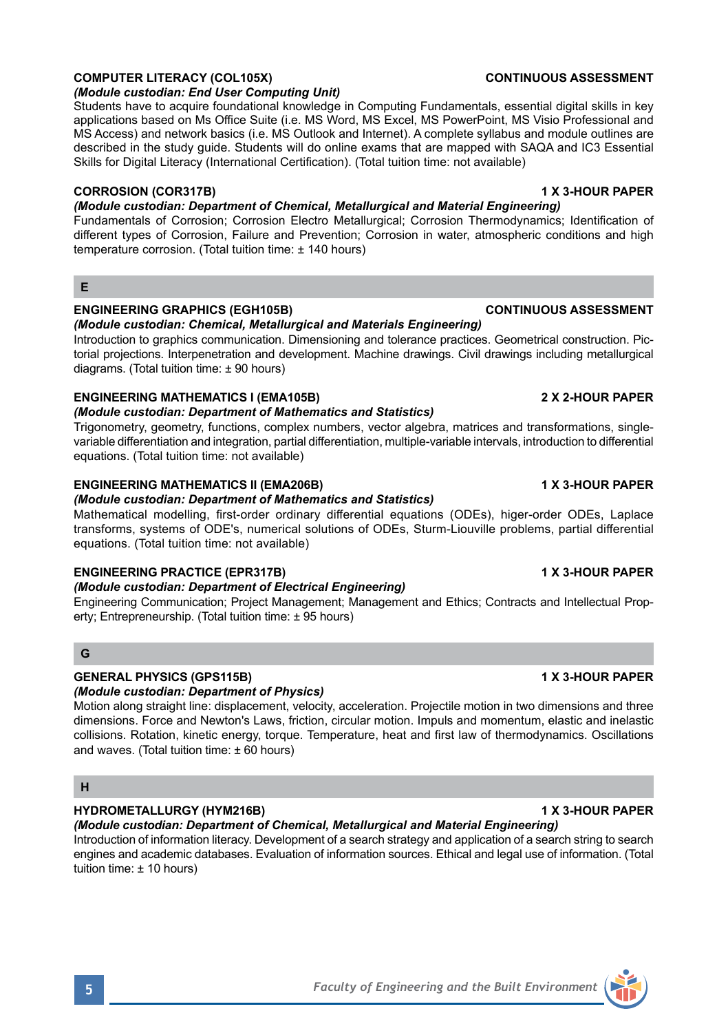**COMPUTER LITERACY (COL105X)** **CONTINUOUS ASSESSMENT**

***(Module custodian: End User Computing Unit)***

Students have to acquire foundational knowledge in Computing Fundamentals, essential digital skills in key applications based on Ms Office Suite (i.e. MS Word, MS Excel, MS PowerPoint, MS Visio Professional and MS Access) and network basics (i.e. MS Outlook and Internet). A complete syllabus and module outlines are described in the study guide. Students will do online exams that are mapped with SAQA and IC3 Essential Skills for Digital Literacy (International Certification). (Total tuition time: not available)

**CORROSION (COR317B)** **1 X 3-HOUR PAPER**

***(Module custodian: Department of Chemical, Metallurgical and Material Engineering)***

Fundamentals of Corrosion; Corrosion Electro Metallurgical; Corrosion Thermodynamics; Identification of different types of Corrosion, Failure and Prevention; Corrosion in water, atmospheric conditions and high temperature corrosion. (Total tuition time: ± 140 hours)

## E

**ENGINEERING GRAPHICS (EGH105B)** **CONTINUOUS ASSESSMENT**

***(Module custodian: Chemical, Metallurgical and Materials Engineering)***

Introduction to graphics communication. Dimensioning and tolerance practices. Geometrical construction. Pictorial projections. Interpenetration and development. Machine drawings. Civil drawings including metallurgical diagrams. (Total tuition time: ± 90 hours)

**ENGINEERING MATHEMATICS I (EMA105B)** **2 X 2-HOUR PAPER**

***(Module custodian: Department of Mathematics and Statistics)***

Trigonometry, geometry, functions, complex numbers, vector algebra, matrices and transformations, single-variable differentiation and integration, partial differentiation, multiple-variable intervals, introduction to differential equations. (Total tuition time: not available)

**ENGINEERING MATHEMATICS II (EMA206B)** **1 X 3-HOUR PAPER**

***(Module custodian: Department of Mathematics and Statistics)***

Mathematical modelling, first-order ordinary differential equations (ODEs), higer-order ODEs, Laplace transforms, systems of ODE's, numerical solutions of ODEs, Sturm-Liouville problems, partial differential equations. (Total tuition time: not available)

**ENGINEERING PRACTICE (EPR317B)** **1 X 3-HOUR PAPER**

***(Module custodian: Department of Electrical Engineering)***

Engineering Communication; Project Management; Management and Ethics; Contracts and Intellectual Property; Entrepreneurship. (Total tuition time: ± 95 hours)

## G

**GENERAL PHYSICS (GPS115B)** **1 X 3-HOUR PAPER**

***(Module custodian: Department of Physics)***

Motion along straight line: displacement, velocity, acceleration. Projectile motion in two dimensions and three dimensions. Force and Newton's Laws, friction, circular motion. Impuls and momentum, elastic and inelastic collisions. Rotation, kinetic energy, torque. Temperature, heat and first law of thermodynamics. Oscillations and waves. (Total tuition time: ± 60 hours)

## H

**HYDROMETALLURGY (HYM216B)** **1 X 3-HOUR PAPER**

***(Module custodian: Department of Chemical, Metallurgical and Material Engineering)***

Introduction of information literacy. Development of a search strategy and application of a search string to search engines and academic databases. Evaluation of information sources. Ethical and legal use of information. (Total tuition time: ± 10 hours)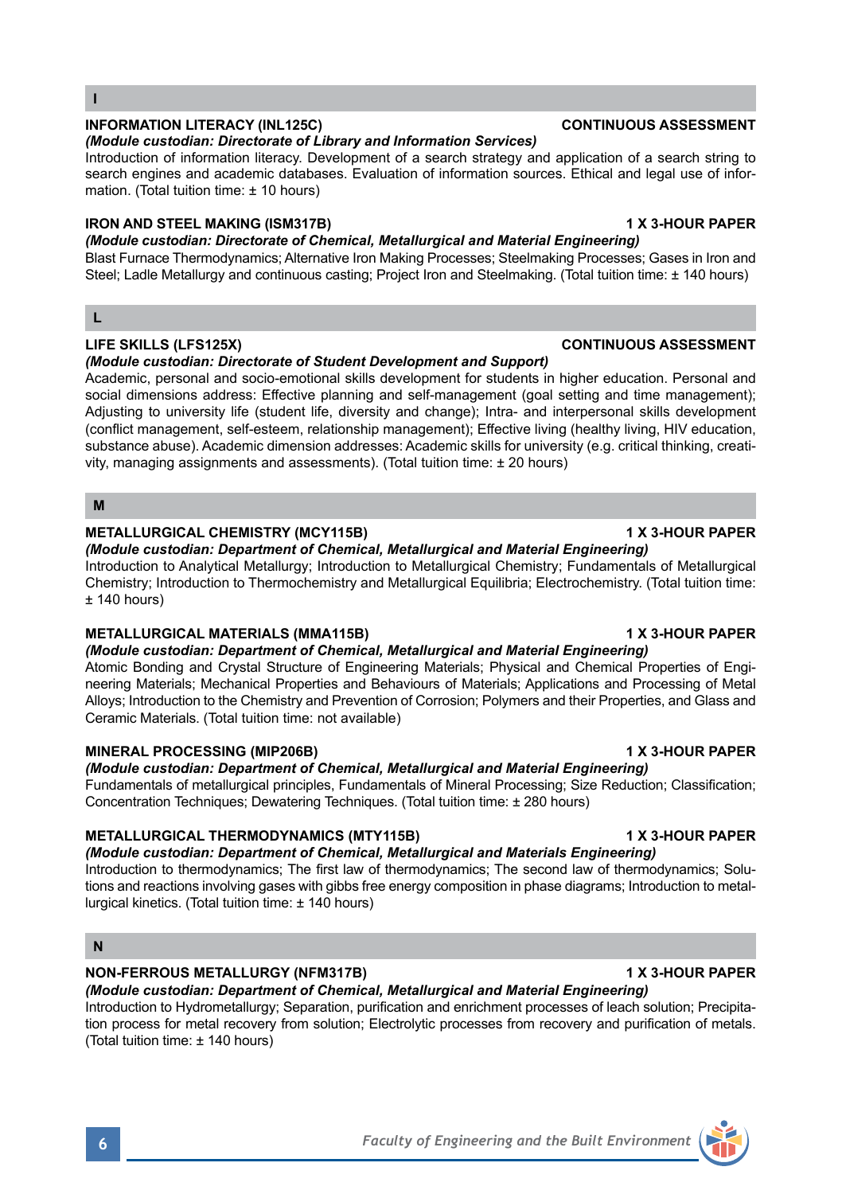## I

**INFORMATION LITERACY (INL125C)** **CONTINUOUS ASSESSMENT**

***(Module custodian: Directorate of Library and Information Services)***

Introduction of information literacy. Development of a search strategy and application of a search string to search engines and academic databases. Evaluation of information sources. Ethical and legal use of information. (Total tuition time: ± 10 hours)

**IRON AND STEEL MAKING (ISM317B)** **1 X 3-HOUR PAPER**

***(Module custodian: Directorate of Chemical, Metallurgical and Material Engineering)***

Blast Furnace Thermodynamics; Alternative Iron Making Processes; Steelmaking Processes; Gases in Iron and Steel; Ladle Metallurgy and continuous casting; Project Iron and Steelmaking. (Total tuition time: ± 140 hours)

## L

**LIFE SKILLS (LFS125X)** **CONTINUOUS ASSESSMENT**

***(Module custodian: Directorate of Student Development and Support)***

Academic, personal and socio-emotional skills development for students in higher education. Personal and social dimensions address: Effective planning and self-management (goal setting and time management); Adjusting to university life (student life, diversity and change); Intra- and interpersonal skills development (conflict management, self-esteem, relationship management); Effective living (healthy living, HIV education, substance abuse). Academic dimension addresses: Academic skills for university (e.g. critical thinking, creativity, managing assignments and assessments). (Total tuition time: ± 20 hours)

## M

**METALLURGICAL CHEMISTRY (MCY115B)** **1 X 3-HOUR PAPER**

***(Module custodian: Department of Chemical, Metallurgical and Material Engineering)***

Introduction to Analytical Metallurgy; Introduction to Metallurgical Chemistry; Fundamentals of Metallurgical Chemistry; Introduction to Thermochemistry and Metallurgical Equilibria; Electrochemistry. (Total tuition time: ± 140 hours)

**METALLURGICAL MATERIALS (MMA115B)** **1 X 3-HOUR PAPER**

***(Module custodian: Department of Chemical, Metallurgical and Material Engineering)***

Atomic Bonding and Crystal Structure of Engineering Materials; Physical and Chemical Properties of Engineering Materials; Mechanical Properties and Behaviours of Materials; Applications and Processing of Metal Alloys; Introduction to the Chemistry and Prevention of Corrosion; Polymers and their Properties, and Glass and Ceramic Materials. (Total tuition time: not available)

**MINERAL PROCESSING (MIP206B)** **1 X 3-HOUR PAPER**

***(Module custodian: Department of Chemical, Metallurgical and Material Engineering)***

Fundamentals of metallurgical principles, Fundamentals of Mineral Processing; Size Reduction; Classification; Concentration Techniques; Dewatering Techniques. (Total tuition time: ± 280 hours)

**METALLURGICAL THERMODYNAMICS (MTY115B)** **1 X 3-HOUR PAPER**

***(Module custodian: Department of Chemical, Metallurgical and Materials Engineering)***

Introduction to thermodynamics; The first law of thermodynamics; The second law of thermodynamics; Solutions and reactions involving gases with gibbs free energy composition in phase diagrams; Introduction to metallurgical kinetics. (Total tuition time: ± 140 hours)

## N

**NON-FERROUS METALLURGY (NFM317B)** **1 X 3-HOUR PAPER**

***(Module custodian: Department of Chemical, Metallurgical and Material Engineering)***

Introduction to Hydrometallurgy; Separation, purification and enrichment processes of leach solution; Precipitation process for metal recovery from solution; Electrolytic processes from recovery and purification of metals. (Total tuition time: ± 140 hours)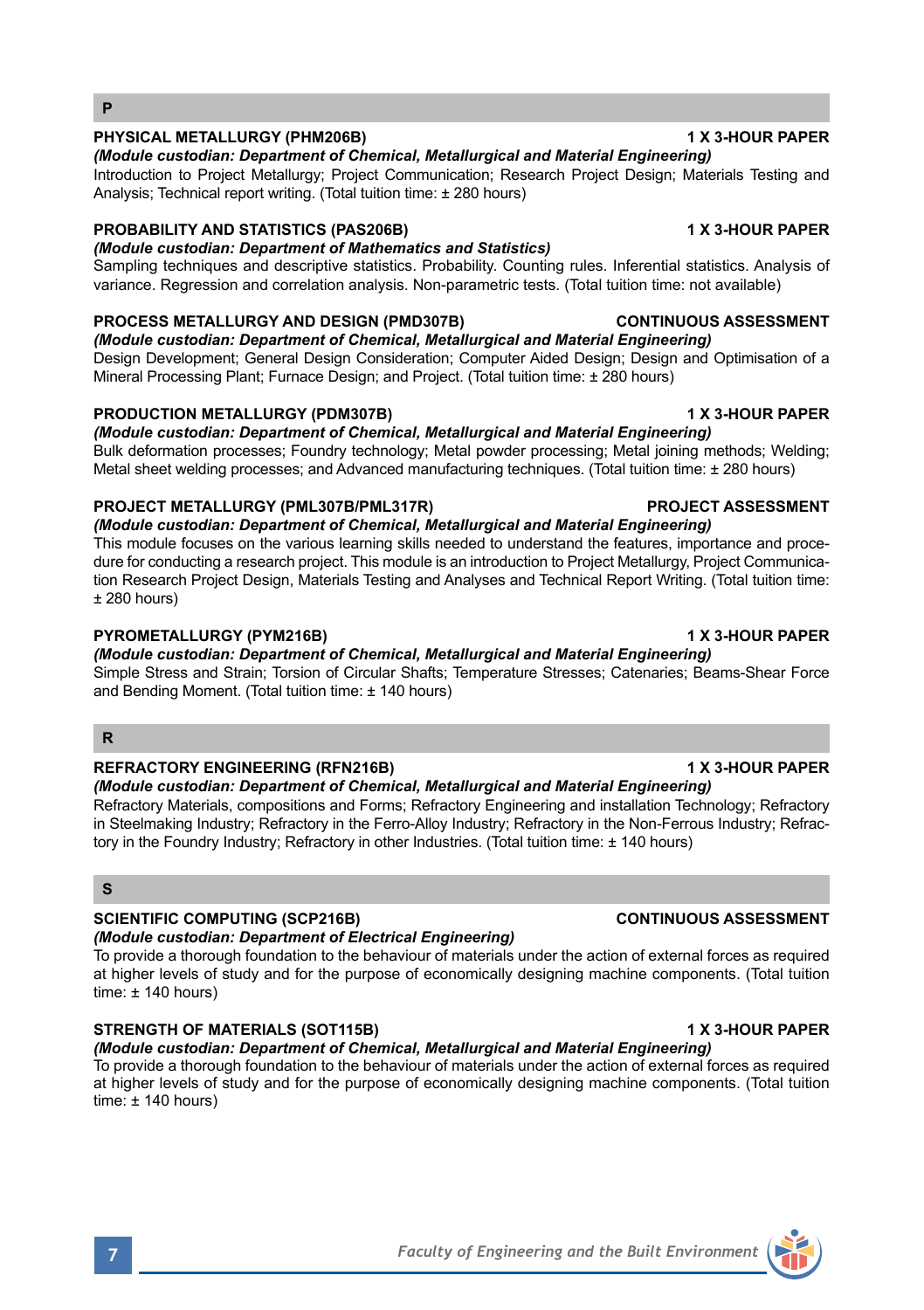## P

**PHYSICAL METALLURGY (PHM206B)** **1 X 3-HOUR PAPER**
***(Module custodian: Department of Chemical, Metallurgical and Material Engineering)***
Introduction to Project Metallurgy; Project Communication; Research Project Design; Materials Testing and Analysis; Technical report writing. (Total tuition time: ± 280 hours)

**PROBABILITY AND STATISTICS (PAS206B)** **1 X 3-HOUR PAPER**
***(Module custodian: Department of Mathematics and Statistics)***
Sampling techniques and descriptive statistics. Probability. Counting rules. Inferential statistics. Analysis of variance. Regression and correlation analysis. Non-parametric tests. (Total tuition time: not available)

**PROCESS METALLURGY AND DESIGN (PMD307B)** **CONTINUOUS ASSESSMENT**
***(Module custodian: Department of Chemical, Metallurgical and Material Engineering)***
Design Development; General Design Consideration; Computer Aided Design; Design and Optimisation of a Mineral Processing Plant; Furnace Design; and Project. (Total tuition time: ± 280 hours)

**PRODUCTION METALLURGY (PDM307B)** **1 X 3-HOUR PAPER**
***(Module custodian: Department of Chemical, Metallurgical and Material Engineering)***
Bulk deformation processes; Foundry technology; Metal powder processing; Metal joining methods; Welding; Metal sheet welding processes; and Advanced manufacturing techniques. (Total tuition time: ± 280 hours)

**PROJECT METALLURGY (PML307B/PML317R)** **PROJECT ASSESSMENT**
***(Module custodian: Department of Chemical, Metallurgical and Material Engineering)***
This module focuses on the various learning skills needed to understand the features, importance and procedure for conducting a research project. This module is an introduction to Project Metallurgy, Project Communication Research Project Design, Materials Testing and Analyses and Technical Report Writing. (Total tuition time: ± 280 hours)

**PYROMETALLURGY (PYM216B)** **1 X 3-HOUR PAPER**
***(Module custodian: Department of Chemical, Metallurgical and Material Engineering)***
Simple Stress and Strain; Torsion of Circular Shafts; Temperature Stresses; Catenaries; Beams-Shear Force and Bending Moment. (Total tuition time: ± 140 hours)

## R

**REFRACTORY ENGINEERING (RFN216B)** **1 X 3-HOUR PAPER**
***(Module custodian: Department of Chemical, Metallurgical and Material Engineering)***
Refractory Materials, compositions and Forms; Refractory Engineering and installation Technology; Refractory in Steelmaking Industry; Refractory in the Ferro-Alloy Industry; Refractory in the Non-Ferrous Industry; Refractory in the Foundry Industry; Refractory in other Industries. (Total tuition time: ± 140 hours)

## S

**SCIENTIFIC COMPUTING (SCP216B)** **CONTINUOUS ASSESSMENT**
***(Module custodian: Department of Electrical Engineering)***
To provide a thorough foundation to the behaviour of materials under the action of external forces as required at higher levels of study and for the purpose of economically designing machine components. (Total tuition time: ± 140 hours)

**STRENGTH OF MATERIALS (SOT115B)** **1 X 3-HOUR PAPER**
***(Module custodian: Department of Chemical, Metallurgical and Material Engineering)***
To provide a thorough foundation to the behaviour of materials under the action of external forces as required at higher levels of study and for the purpose of economically designing machine components. (Total tuition time: ± 140 hours)